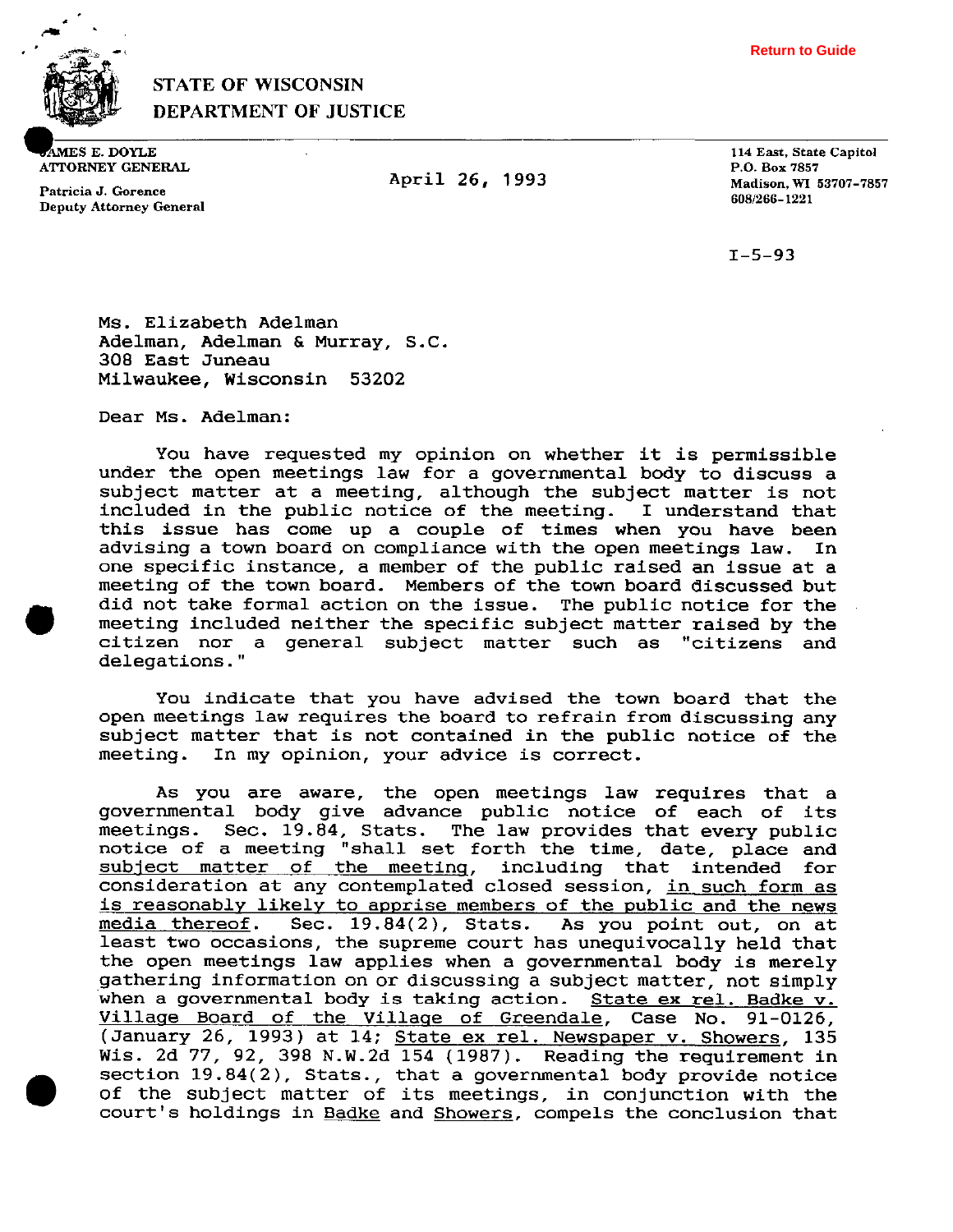Return to Guide

**STATE OF WISCONSIN**
**DEPARTMENT OF JUSTICE**

JAMES E. DOYLE
ATTORNEY GENERAL

Patricia J. Gorence
Deputy Attorney General

April 26, 1993

114 East, State Capitol
P.O. Box 7857
Madison, WI 53707-7857
608/266-1221

I-5-93

Ms. Elizabeth Adelman
Adelman, Adelman & Murray, S.C.
308 East Juneau
Milwaukee, Wisconsin 53202

Dear Ms. Adelman:

You have requested my opinion on whether it is permissible under the open meetings law for a governmental body to discuss a subject matter at a meeting, although the subject matter is not included in the public notice of the meeting. I understand that this issue has come up a couple of times when you have been advising a town board on compliance with the open meetings law. In one specific instance, a member of the public raised an issue at a meeting of the town board. Members of the town board discussed but did not take formal action on the issue. The public notice for the meeting included neither the specific subject matter raised by the citizen nor a general subject matter such as "citizens and delegations."

You indicate that you have advised the town board that the open meetings law requires the board to refrain from discussing any subject matter that is not contained in the public notice of the meeting. In my opinion, your advice is correct.

As you are aware, the open meetings law requires that a governmental body give advance public notice of each of its meetings. Sec. 19.84, Stats. The law provides that every public notice of a meeting "shall set forth the time, date, place and <u>subject matter of the meeting</u>, including that intended for consideration at any contemplated closed session, <u>in such form as is reasonably likely to apprise members of the public and the news media thereof</u>. Sec. 19.84(2), Stats. As you point out, on at least two occasions, the supreme court has unequivocally held that the open meetings law applies when a governmental body is merely gathering information on or discussing a subject matter, not simply when a governmental body is taking action. <u>State ex rel. Badke v. Village Board of the Village of Greendale</u>, Case No. 91-0126, (January 26, 1993) at 14; <u>State ex rel. Newspaper v. Showers</u>, 135 Wis. 2d 77, 92, 398 N.W.2d 154 (1987). Reading the requirement in section 19.84(2), Stats., that a governmental body provide notice of the subject matter of its meetings, in conjunction with the court's holdings in <u>Badke</u> and <u>Showers</u>, compels the conclusion that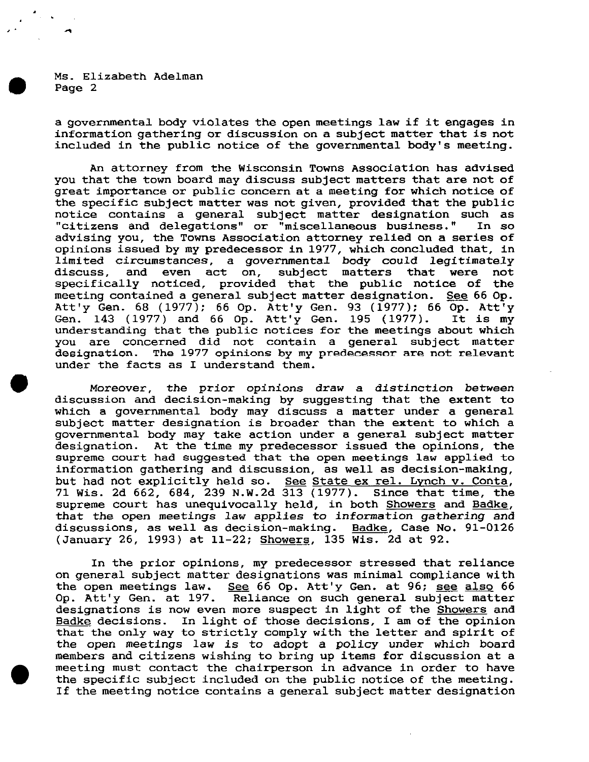a governmental body violates the open meetings law if it engages in information gathering or discussion on a subject matter that is not included in the public notice of the governmental body's meeting.

An attorney from the Wisconsin Towns Association has advised you that the town board may discuss subject matters that are not of great importance or public concern at a meeting for which notice of the specific subject matter was not given, provided that the public notice contains a general subject matter designation such as "citizens and delegations" or "miscellaneous business." In so advising you, the Towns Association attorney relied on a series of opinions issued by my predecessor in 1977, which concluded that, in limited circumstances, a governmental body could legitimately discuss, and even act on, subject matters that were not specifically noticed, provided that the public notice of the meeting contained a general subject matter designation. See 66 Op. Att'y Gen. 68 (1977); 66 Op. Att'y Gen. 93 (1977); 66 Op. Att'y Gen. 143 (1977) and 66 Op. Att'y Gen. 195 (1977). It is my understanding that the public notices for the meetings about which you are concerned did not contain a general subject matter designation. The 1977 opinions by my predecessor are not relevant under the facts as I understand them.

Moreover, the prior opinions draw a distinction between discussion and decision-making by suggesting that the extent to which a governmental body may discuss a matter under a general subject matter designation is broader than the extent to which a governmental body may take action under a general subject matter designation. At the time my predecessor issued the opinions, the supreme court had suggested that the open meetings law applied to information gathering and discussion, as well as decision-making, but had not explicitly held so. See State ex rel. Lynch v. Conta, 71 Wis. 2d 662, 684, 239 N.W.2d 313 (1977). Since that time, the supreme court has unequivocally held, in both Showers and Badke, that the open meetings law applies to information gathering and discussions, as well as decision-making. Badke, Case No. 91-0126 (January 26, 1993) at 11-22; Showers, 135 Wis. 2d at 92.

In the prior opinions, my predecessor stressed that reliance on general subject matter designations was minimal compliance with the open meetings law. See 66 Op. Att'y Gen. at 96; see also 66 Op. Att'y Gen. at 197. Reliance on such general subject matter designations is now even more suspect in light of the Showers and Badke decisions. In light of those decisions, I am of the opinion that the only way to strictly comply with the letter and spirit of the open meetings law is to adopt a policy under which board members and citizens wishing to bring up items for discussion at a meeting must contact the chairperson in advance in order to have the specific subject included on the public notice of the meeting. If the meeting notice contains a general subject matter designation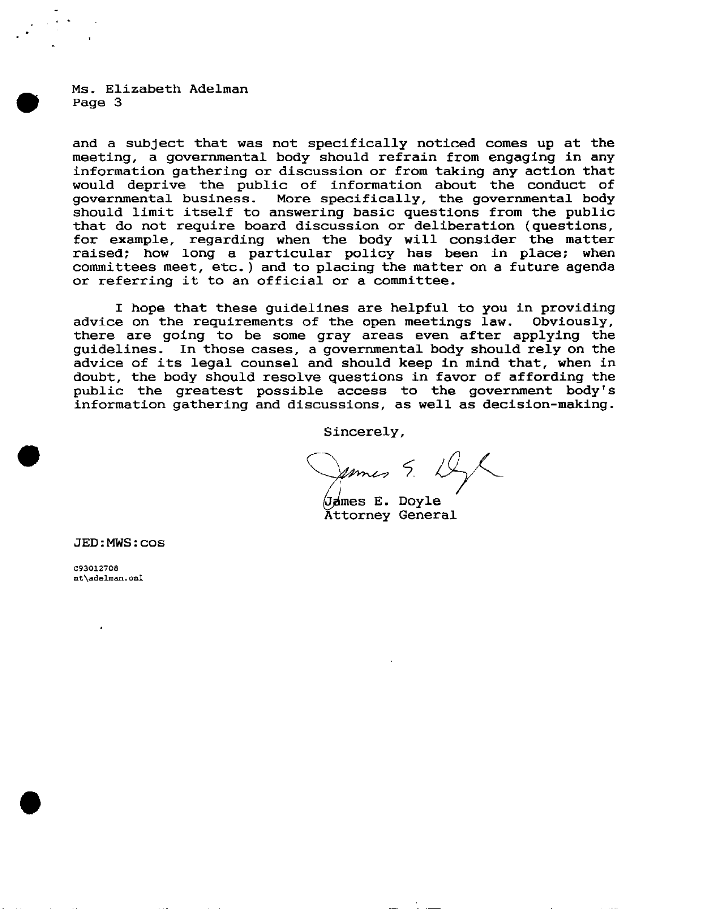Ms. Elizabeth Adelman
Page 3

and a subject that was not specifically noticed comes up at the meeting, a governmental body should refrain from engaging in any information gathering or discussion or from taking any action that would deprive the public of information about the conduct of governmental business. More specifically, the governmental body should limit itself to answering basic questions from the public that do not require board discussion or deliberation (questions, for example, regarding when the body will consider the matter raised; how long a particular policy has been in place; when committees meet, etc.) and to placing the matter on a future agenda or referring it to an official or a committee.

I hope that these guidelines are helpful to you in providing advice on the requirements of the open meetings law. Obviously, there are going to be some gray areas even after applying the guidelines. In those cases, a governmental body should rely on the advice of its legal counsel and should keep in mind that, when in doubt, the body should resolve questions in favor of affording the public the greatest possible access to the government body's information gathering and discussions, as well as decision-making.

Sincerely,

James E. Doyle
Attorney General

JED:MWS:cos

C93012708
mt\adelman.oml